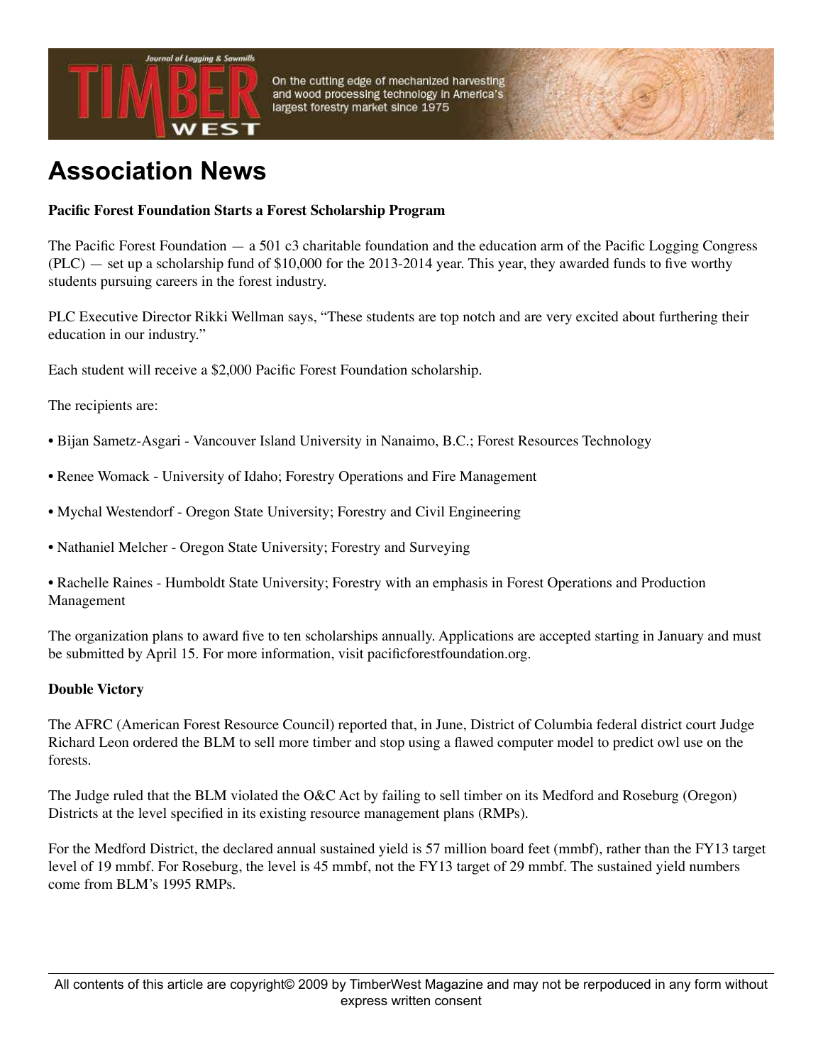# Association News

**Pacific Forest Foundation Starts a Forest Scholarship Program**

The Pacific Forest Foundation — a 501 c3 charitable foundation and the education arm of the Pacific Logging Congress (PLC) — set up a scholarship fund of $10,000 for the 2013-2014 year. This year, they awarded funds to five worthy students pursuing careers in the forest industry.

PLC Executive Director Rikki Wellman says, “These students are top notch and are very excited about furthering their education in our industry.”

Each student will receive a $2,000 Pacific Forest Foundation scholarship.

The recipients are:

- Bijan Sametz-Asgari - Vancouver Island University in Nanaimo, B.C.; Forest Resources Technology
- Renee Womack - University of Idaho; Forestry Operations and Fire Management
- Mychal Westendorf - Oregon State University; Forestry and Civil Engineering
- Nathaniel Melcher - Oregon State University; Forestry and Surveying
- Rachelle Raines - Humboldt State University; Forestry with an emphasis in Forest Operations and Production Management

The organization plans to award five to ten scholarships annually. Applications are accepted starting in January and must be submitted by April 15. For more information, visit pacificforestfoundation.org.

**Double Victory**

The AFRC (American Forest Resource Council) reported that, in June, District of Columbia federal district court Judge Richard Leon ordered the BLM to sell more timber and stop using a flawed computer model to predict owl use on the forests.

The Judge ruled that the BLM violated the O&C Act by failing to sell timber on its Medford and Roseburg (Oregon) Districts at the level specified in its existing resource management plans (RMPs).

For the Medford District, the declared annual sustained yield is 57 million board feet (mmbf), rather than the FY13 target level of 19 mmbf. For Roseburg, the level is 45 mmbf, not the FY13 target of 29 mmbf. The sustained yield numbers come from BLM’s 1995 RMPs.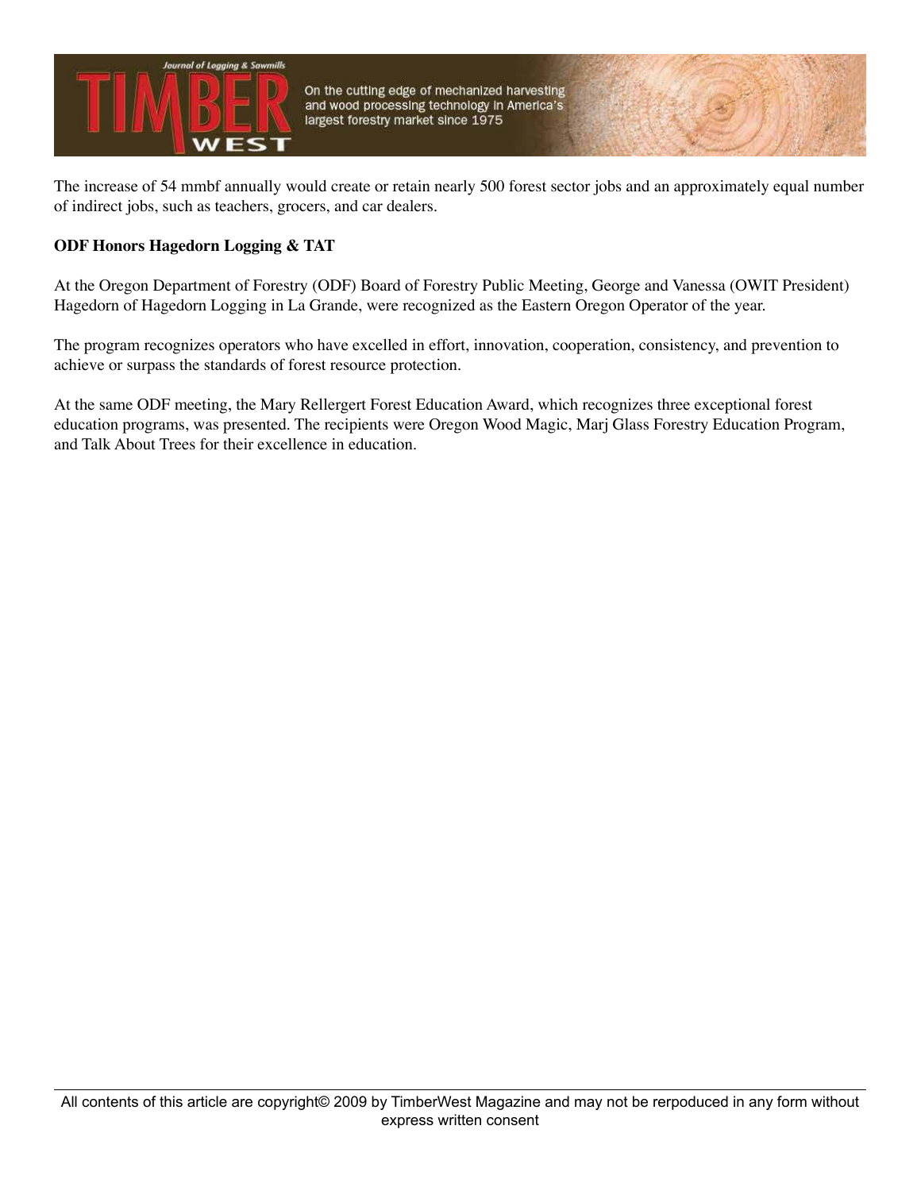The increase of 54 mmbf annually would create or retain nearly 500 forest sector jobs and an approximately equal number of indirect jobs, such as teachers, grocers, and car dealers.

**ODF Honors Hagedorn Logging & TAT**

At the Oregon Department of Forestry (ODF) Board of Forestry Public Meeting, George and Vanessa (OWIT President) Hagedorn of Hagedorn Logging in La Grande, were recognized as the Eastern Oregon Operator of the year.

The program recognizes operators who have excelled in effort, innovation, cooperation, consistency, and prevention to achieve or surpass the standards of forest resource protection.

At the same ODF meeting, the Mary Rellergert Forest Education Award, which recognizes three exceptional forest education programs, was presented. The recipients were Oregon Wood Magic, Marj Glass Forestry Education Program, and Talk About Trees for their excellence in education.

All contents of this article are copyright© 2009 by TimberWest Magazine and may not be rerpoduced in any form without express written consent